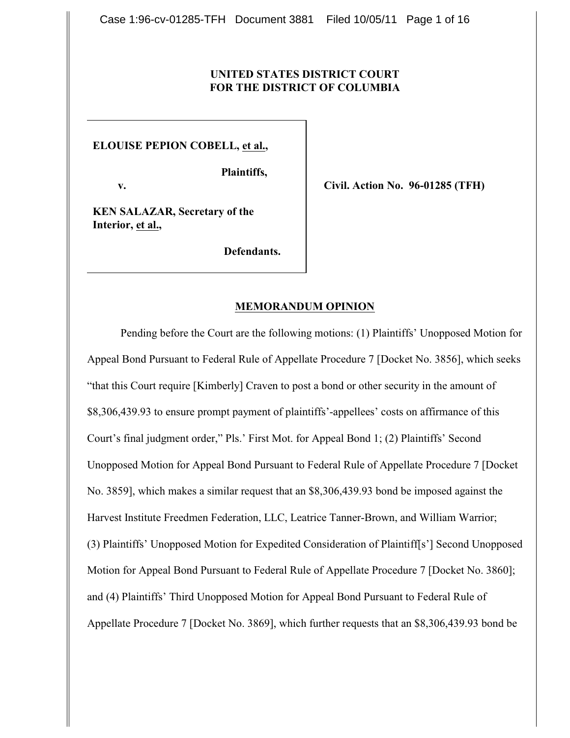**UNITED STATES DISTRICT COURT**
**FOR THE DISTRICT OF COLUMBIA**

**ELOUISE PEPION COBELL, et al.,**

**Plaintiffs,**

**v.**

**KEN SALAZAR, Secretary of the Interior, et al.,**

**Defendants.**

**Civil. Action No. 96-01285 (TFH)**

## MEMORANDUM OPINION

Pending before the Court are the following motions: (1) Plaintiffs' Unopposed Motion for Appeal Bond Pursuant to Federal Rule of Appellate Procedure 7 [Docket No. 3856], which seeks "that this Court require [Kimberly] Craven to post a bond or other security in the amount of $8,306,439.93 to ensure prompt payment of plaintiffs'-appellees' costs on affirmance of this Court's final judgment order," Pls.' First Mot. for Appeal Bond 1; (2) Plaintiffs' Second Unopposed Motion for Appeal Bond Pursuant to Federal Rule of Appellate Procedure 7 [Docket No. 3859], which makes a similar request that an $8,306,439.93 bond be imposed against the Harvest Institute Freedmen Federation, LLC, Leatrice Tanner-Brown, and William Warrior; (3) Plaintiffs' Unopposed Motion for Expedited Consideration of Plaintiff[s'] Second Unopposed Motion for Appeal Bond Pursuant to Federal Rule of Appellate Procedure 7 [Docket No. 3860]; and (4) Plaintiffs' Third Unopposed Motion for Appeal Bond Pursuant to Federal Rule of Appellate Procedure 7 [Docket No. 3869], which further requests that an $8,306,439.93 bond be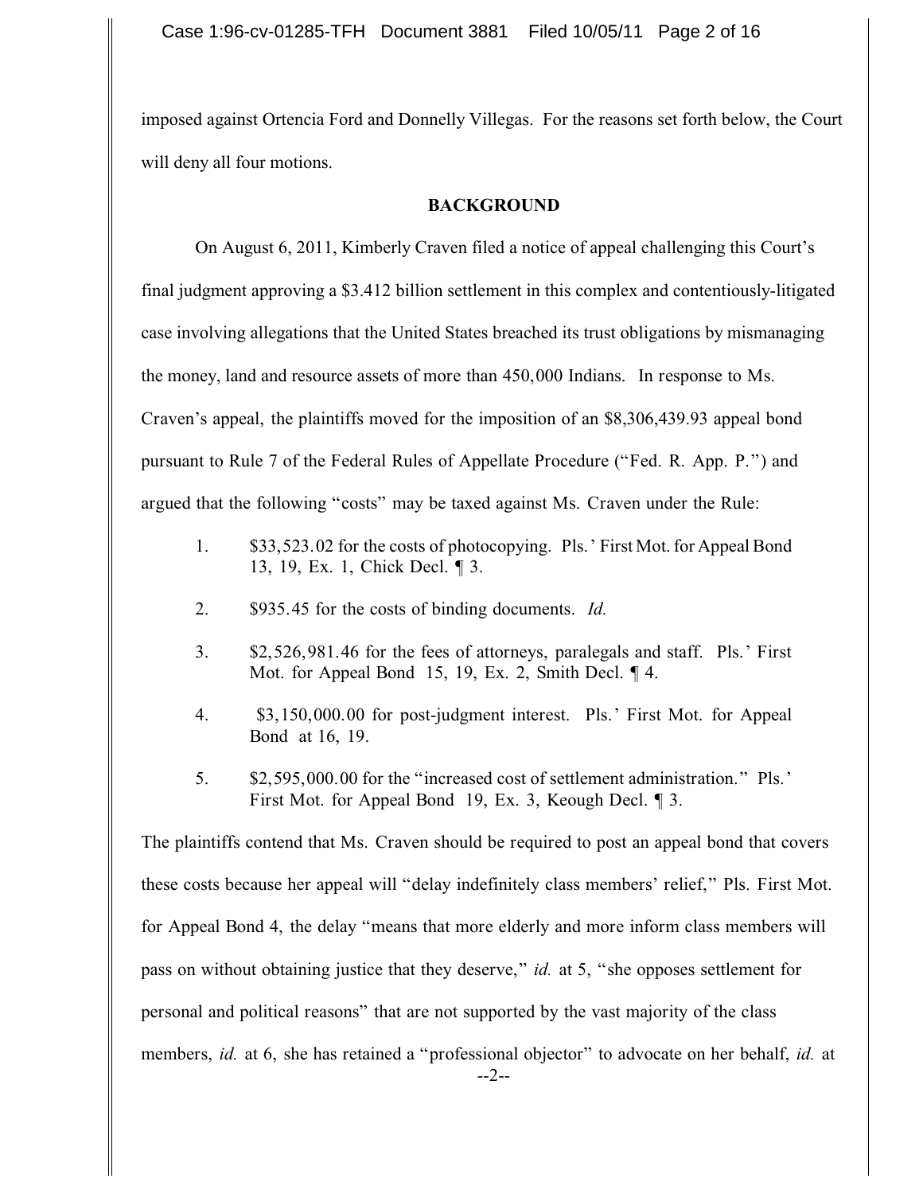imposed against Ortencia Ford and Donnelly Villegas. For the reasons set forth below, the Court will deny all four motions.

## BACKGROUND

On August 6, 2011, Kimberly Craven filed a notice of appeal challenging this Court's final judgment approving a $3.412 billion settlement in this complex and contentiously-litigated case involving allegations that the United States breached its trust obligations by mismanaging the money, land and resource assets of more than 450,000 Indians. In response to Ms. Craven's appeal, the plaintiffs moved for the imposition of an $8,306,439.93 appeal bond pursuant to Rule 7 of the Federal Rules of Appellate Procedure ("Fed. R. App. P.") and argued that the following "costs" may be taxed against Ms. Craven under the Rule:

1. $33,523.02 for the costs of photocopying. Pls.' First Mot. for Appeal Bond 13, 19, Ex. 1, Chick Decl. ¶ 3.
2. $935.45 for the costs of binding documents. *Id.*
3. $2,526,981.46 for the fees of attorneys, paralegals and staff. Pls.' First Mot. for Appeal Bond 15, 19, Ex. 2, Smith Decl. ¶ 4.
4. $3,150,000.00 for post-judgment interest. Pls.' First Mot. for Appeal Bond at 16, 19.
5. $2,595,000.00 for the "increased cost of settlement administration." Pls.' First Mot. for Appeal Bond 19, Ex. 3, Keough Decl. ¶ 3.

The plaintiffs contend that Ms. Craven should be required to post an appeal bond that covers these costs because her appeal will "delay indefinitely class members' relief," Pls. First Mot. for Appeal Bond 4, the delay "means that more elderly and more inform class members will pass on without obtaining justice that they deserve," *id.* at 5, "she opposes settlement for personal and political reasons" that are not supported by the vast majority of the class members, *id.* at 6, she has retained a "professional objector" to advocate on her behalf, *id.* at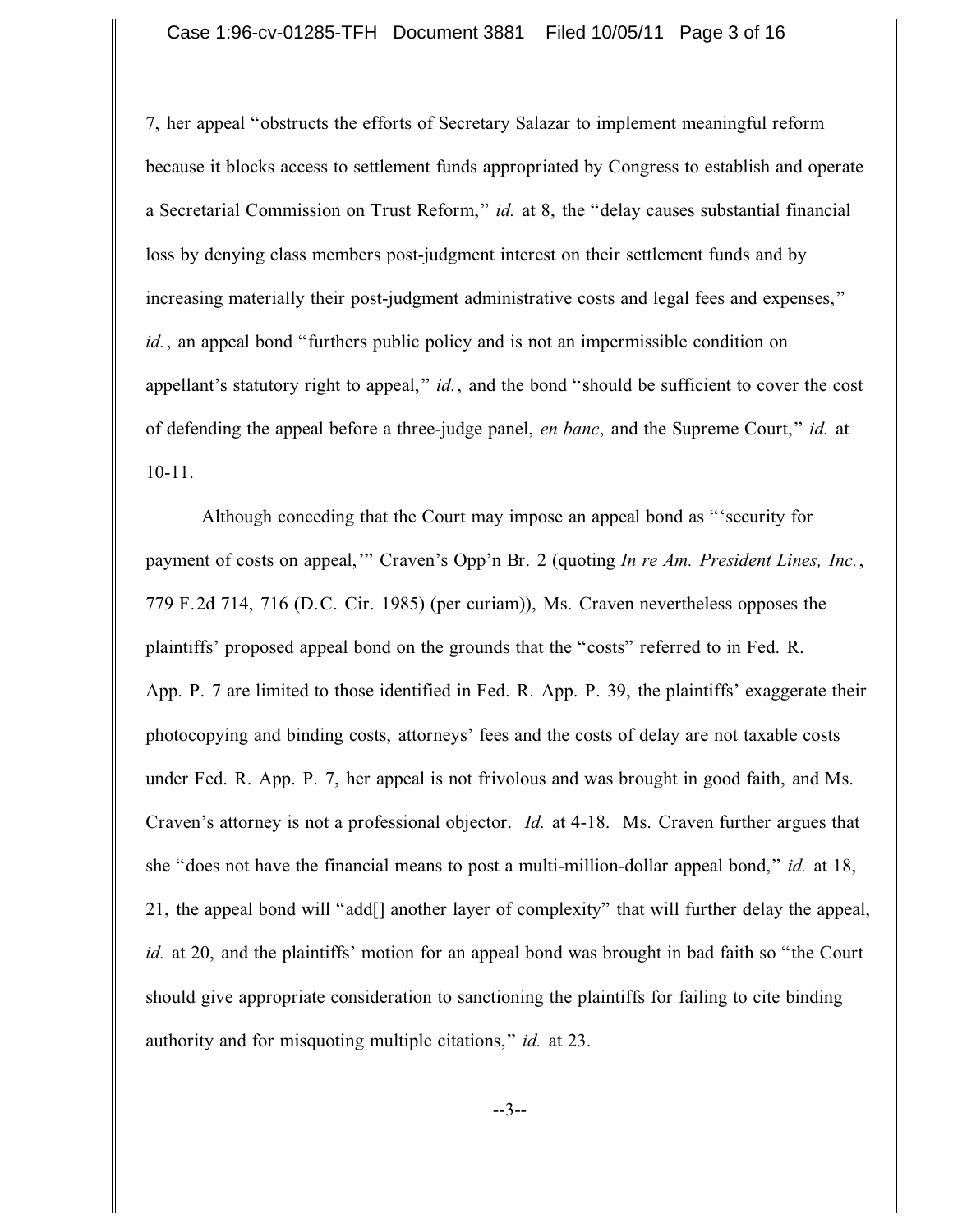7, her appeal "obstructs the efforts of Secretary Salazar to implement meaningful reform because it blocks access to settlement funds appropriated by Congress to establish and operate a Secretarial Commission on Trust Reform," *id.* at 8, the "delay causes substantial financial loss by denying class members post-judgment interest on their settlement funds and by increasing materially their post-judgment administrative costs and legal fees and expenses," *id.*, an appeal bond "furthers public policy and is not an impermissible condition on appellant's statutory right to appeal," *id.*, and the bond "should be sufficient to cover the cost of defending the appeal before a three-judge panel, *en banc*, and the Supreme Court," *id.* at 10-11.

Although conceding that the Court may impose an appeal bond as "'security for payment of costs on appeal,'" Craven's Opp'n Br. 2 (quoting *In re Am. President Lines, Inc.*, 779 F.2d 714, 716 (D.C. Cir. 1985) (per curiam)), Ms. Craven nevertheless opposes the plaintiffs' proposed appeal bond on the grounds that the "costs" referred to in Fed. R. App. P. 7 are limited to those identified in Fed. R. App. P. 39, the plaintiffs' exaggerate their photocopying and binding costs, attorneys' fees and the costs of delay are not taxable costs under Fed. R. App. P. 7, her appeal is not frivolous and was brought in good faith, and Ms. Craven's attorney is not a professional objector. *Id.* at 4-18. Ms. Craven further argues that she "does not have the financial means to post a multi-million-dollar appeal bond," *id.* at 18, 21, the appeal bond will "add[] another layer of complexity" that will further delay the appeal, *id.* at 20, and the plaintiffs' motion for an appeal bond was brought in bad faith so "the Court should give appropriate consideration to sanctioning the plaintiffs for failing to cite binding authority and for misquoting multiple citations," *id.* at 23.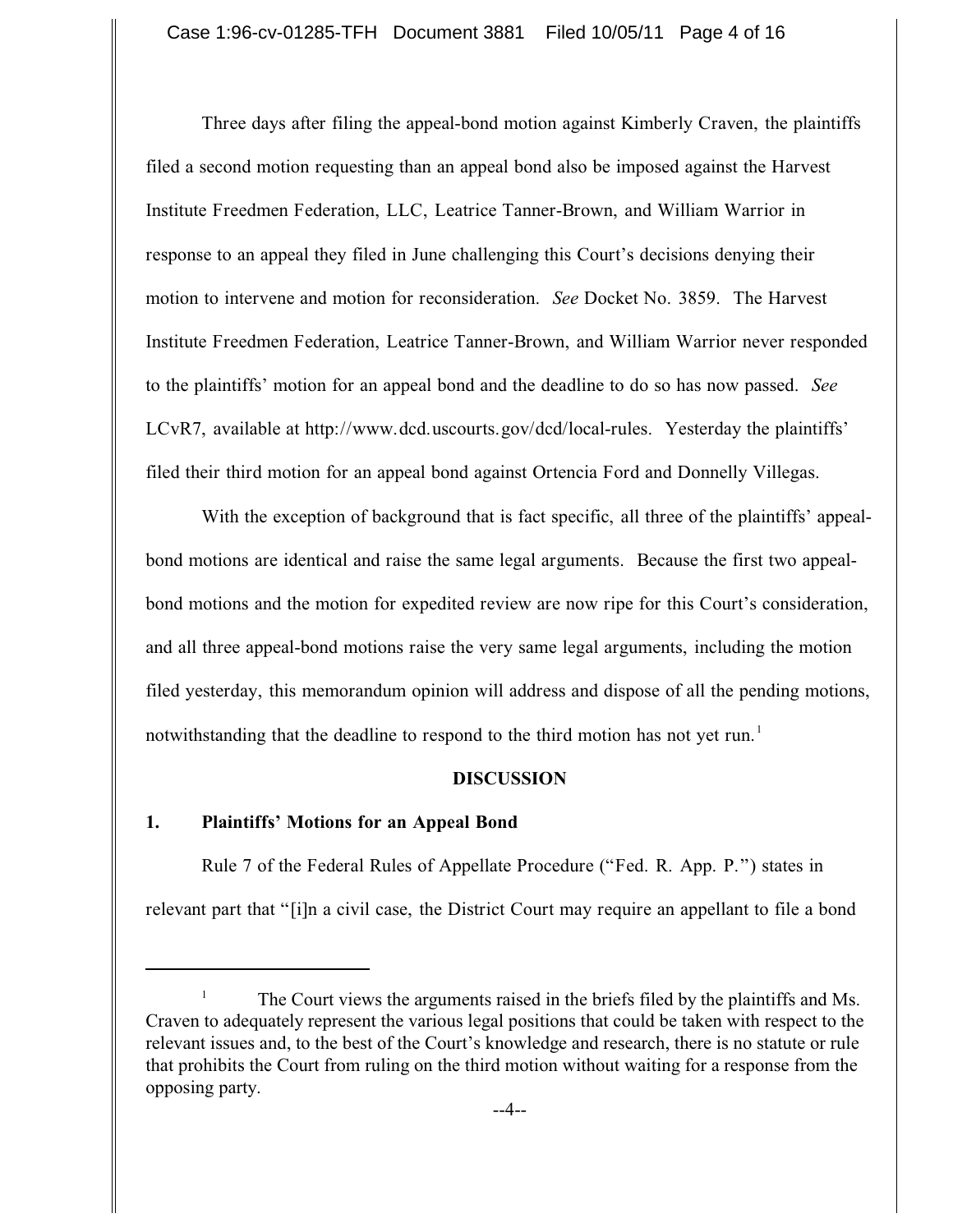Three days after filing the appeal-bond motion against Kimberly Craven, the plaintiffs filed a second motion requesting than an appeal bond also be imposed against the Harvest Institute Freedmen Federation, LLC, Leatrice Tanner-Brown, and William Warrior in response to an appeal they filed in June challenging this Court's decisions denying their motion to intervene and motion for reconsideration. *See* Docket No. 3859. The Harvest Institute Freedmen Federation, Leatrice Tanner-Brown, and William Warrior never responded to the plaintiffs' motion for an appeal bond and the deadline to do so has now passed. *See* LCvR7, available at http://www.dcd.uscourts.gov/dcd/local-rules. Yesterday the plaintiffs' filed their third motion for an appeal bond against Ortencia Ford and Donnelly Villegas.

With the exception of background that is fact specific, all three of the plaintiffs' appeal-bond motions are identical and raise the same legal arguments. Because the first two appeal-bond motions and the motion for expedited review are now ripe for this Court's consideration, and all three appeal-bond motions raise the very same legal arguments, including the motion filed yesterday, this memorandum opinion will address and dispose of all the pending motions, notwithstanding that the deadline to respond to the third motion has not yet run.[1]

## DISCUSSION

### 1. Plaintiffs' Motions for an Appeal Bond

Rule 7 of the Federal Rules of Appellate Procedure ("Fed. R. App. P.") states in relevant part that "[i]n a civil case, the District Court may require an appellant to file a bond

---

[1] The Court views the arguments raised in the briefs filed by the plaintiffs and Ms. Craven to adequately represent the various legal positions that could be taken with respect to the relevant issues and, to the best of the Court's knowledge and research, there is no statute or rule that prohibits the Court from ruling on the third motion without waiting for a response from the opposing party.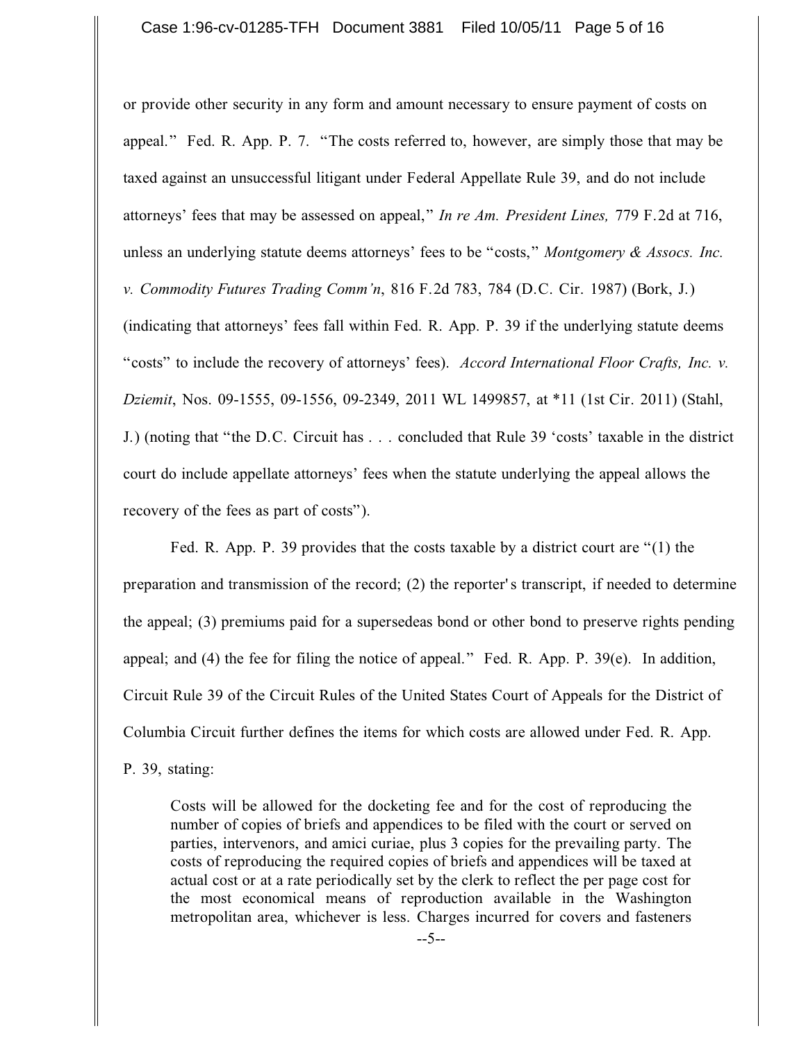or provide other security in any form and amount necessary to ensure payment of costs on appeal." Fed. R. App. P. 7. "The costs referred to, however, are simply those that may be taxed against an unsuccessful litigant under Federal Appellate Rule 39, and do not include attorneys' fees that may be assessed on appeal," *In re Am. President Lines,* 779 F.2d at 716, unless an underlying statute deems attorneys' fees to be "costs," *Montgomery & Assocs. Inc. v. Commodity Futures Trading Comm'n*, 816 F.2d 783, 784 (D.C. Cir. 1987) (Bork, J.) (indicating that attorneys' fees fall within Fed. R. App. P. 39 if the underlying statute deems "costs" to include the recovery of attorneys' fees). *Accord International Floor Crafts, Inc. v. Dziemit*, Nos. 09-1555, 09-1556, 09-2349, 2011 WL 1499857, at *11 (1st Cir. 2011) (Stahl, J.) (noting that "the D.C. Circuit has . . . concluded that Rule 39 'costs' taxable in the district court do include appellate attorneys' fees when the statute underlying the appeal allows the recovery of the fees as part of costs").

Fed. R. App. P. 39 provides that the costs taxable by a district court are "(1) the preparation and transmission of the record; (2) the reporter's transcript, if needed to determine the appeal; (3) premiums paid for a supersedeas bond or other bond to preserve rights pending appeal; and (4) the fee for filing the notice of appeal." Fed. R. App. P. 39(e). In addition, Circuit Rule 39 of the Circuit Rules of the United States Court of Appeals for the District of Columbia Circuit further defines the items for which costs are allowed under Fed. R. App. P. 39, stating:

> Costs will be allowed for the docketing fee and for the cost of reproducing the number of copies of briefs and appendices to be filed with the court or served on parties, intervenors, and amici curiae, plus 3 copies for the prevailing party. The costs of reproducing the required copies of briefs and appendices will be taxed at actual cost or at a rate periodically set by the clerk to reflect the per page cost for the most economical means of reproduction available in the Washington metropolitan area, whichever is less. Charges incurred for covers and fasteners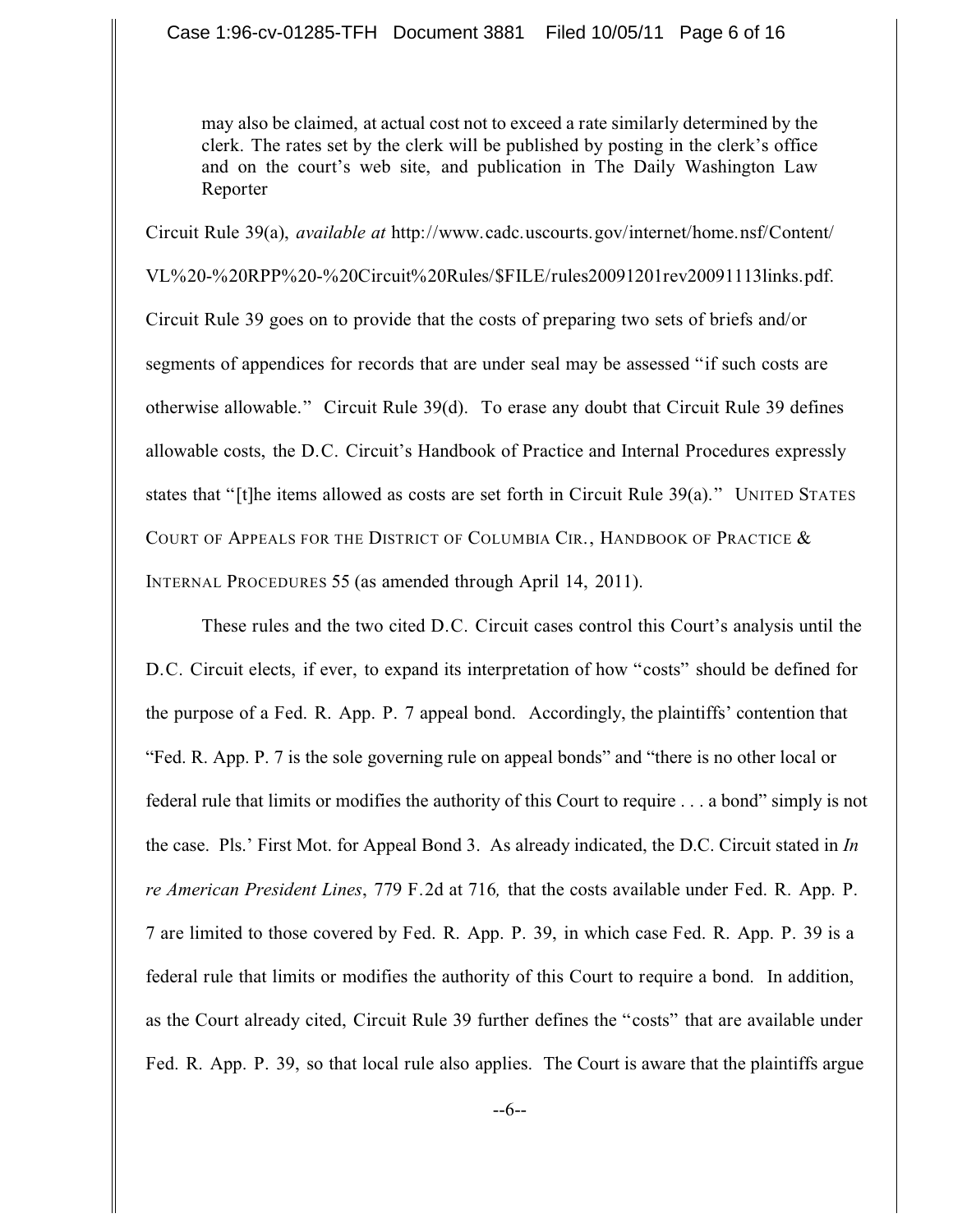> may also be claimed, at actual cost not to exceed a rate similarly determined by the clerk. The rates set by the clerk will be published by posting in the clerk's office and on the court's web site, and publication in The Daily Washington Law Reporter

Circuit Rule 39(a), *available at* http://www.cadc.uscourts.gov/internet/home.nsf/Content/VL%20-%20RPP%20-%20Circuit%20Rules/$FILE/rules20091201rev20091113links.pdf. Circuit Rule 39 goes on to provide that the costs of preparing two sets of briefs and/or segments of appendices for records that are under seal may be assessed "if such costs are otherwise allowable." Circuit Rule 39(d). To erase any doubt that Circuit Rule 39 defines allowable costs, the D.C. Circuit's Handbook of Practice and Internal Procedures expressly states that "[t]he items allowed as costs are set forth in Circuit Rule 39(a)." UNITED STATES COURT OF APPEALS FOR THE DISTRICT OF COLUMBIA CIR., HANDBOOK OF PRACTICE & INTERNAL PROCEDURES 55 (as amended through April 14, 2011).

These rules and the two cited D.C. Circuit cases control this Court's analysis until the D.C. Circuit elects, if ever, to expand its interpretation of how "costs" should be defined for the purpose of a Fed. R. App. P. 7 appeal bond. Accordingly, the plaintiffs' contention that "Fed. R. App. P. 7 is the sole governing rule on appeal bonds" and "there is no other local or federal rule that limits or modifies the authority of this Court to require . . . a bond" simply is not the case. Pls.' First Mot. for Appeal Bond 3. As already indicated, the D.C. Circuit stated in *In re American President Lines*, 779 F.2d at 716*,* that the costs available under Fed. R. App. P. 7 are limited to those covered by Fed. R. App. P. 39, in which case Fed. R. App. P. 39 is a federal rule that limits or modifies the authority of this Court to require a bond. In addition, as the Court already cited, Circuit Rule 39 further defines the "costs" that are available under Fed. R. App. P. 39, so that local rule also applies. The Court is aware that the plaintiffs argue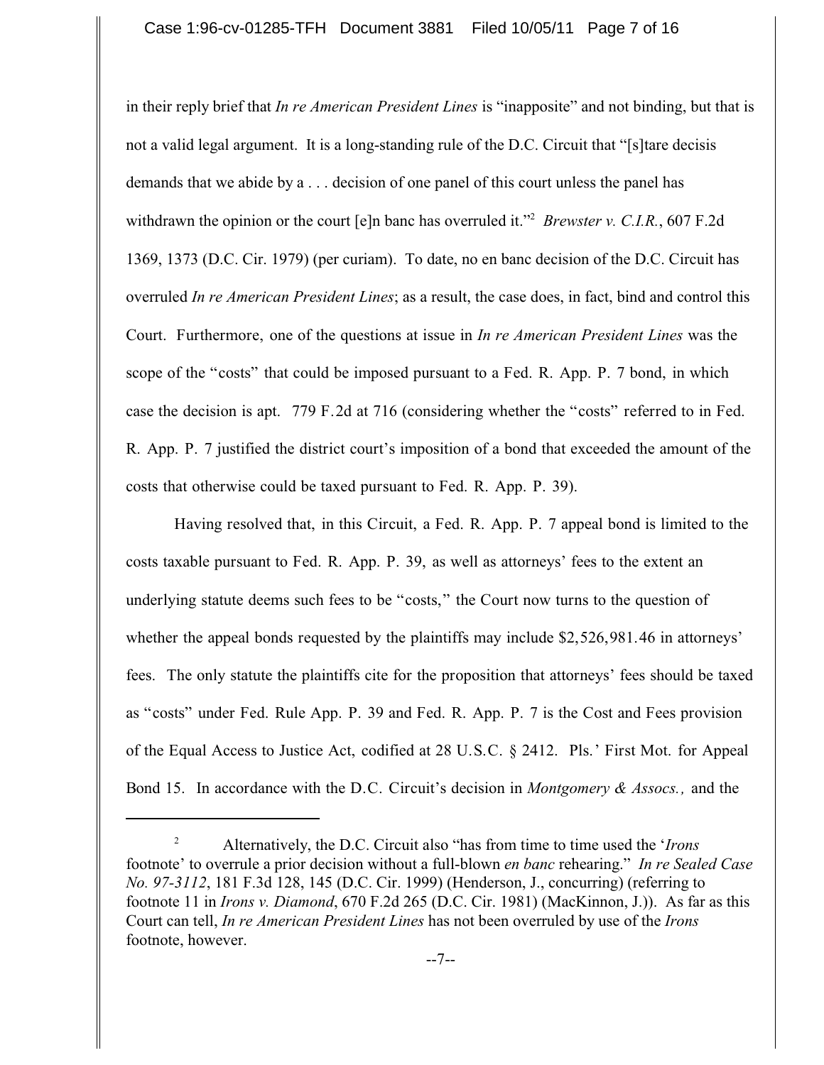in their reply brief that *In re American President Lines* is "inapposite" and not binding, but that is not a valid legal argument. It is a long-standing rule of the D.C. Circuit that "[s]tare decisis demands that we abide by a . . . decision of one panel of this court unless the panel has withdrawn the opinion or the court [e]n banc has overruled it."[2] *Brewster v. C.I.R.*, 607 F.2d 1369, 1373 (D.C. Cir. 1979) (per curiam). To date, no en banc decision of the D.C. Circuit has overruled *In re American President Lines*; as a result, the case does, in fact, bind and control this Court. Furthermore, one of the questions at issue in *In re American President Lines* was the scope of the "costs" that could be imposed pursuant to a Fed. R. App. P. 7 bond, in which case the decision is apt. 779 F.2d at 716 (considering whether the "costs" referred to in Fed. R. App. P. 7 justified the district court's imposition of a bond that exceeded the amount of the costs that otherwise could be taxed pursuant to Fed. R. App. P. 39).

Having resolved that, in this Circuit, a Fed. R. App. P. 7 appeal bond is limited to the costs taxable pursuant to Fed. R. App. P. 39, as well as attorneys' fees to the extent an underlying statute deems such fees to be "costs," the Court now turns to the question of whether the appeal bonds requested by the plaintiffs may include $2,526,981.46 in attorneys' fees. The only statute the plaintiffs cite for the proposition that attorneys' fees should be taxed as "costs" under Fed. Rule App. P. 39 and Fed. R. App. P. 7 is the Cost and Fees provision of the Equal Access to Justice Act, codified at 28 U.S.C. § 2412. Pls.' First Mot. for Appeal Bond 15. In accordance with the D.C. Circuit's decision in *Montgomery & Assocs.,* and the

[2] Alternatively, the D.C. Circuit also "has from time to time used the '*Irons* footnote' to overrule a prior decision without a full-blown *en banc* rehearing." *In re Sealed Case No. 97-3112*, 181 F.3d 128, 145 (D.C. Cir. 1999) (Henderson, J., concurring) (referring to footnote 11 in *Irons v. Diamond*, 670 F.2d 265 (D.C. Cir. 1981) (MacKinnon, J.)). As far as this Court can tell, *In re American President Lines* has not been overruled by use of the *Irons* footnote, however.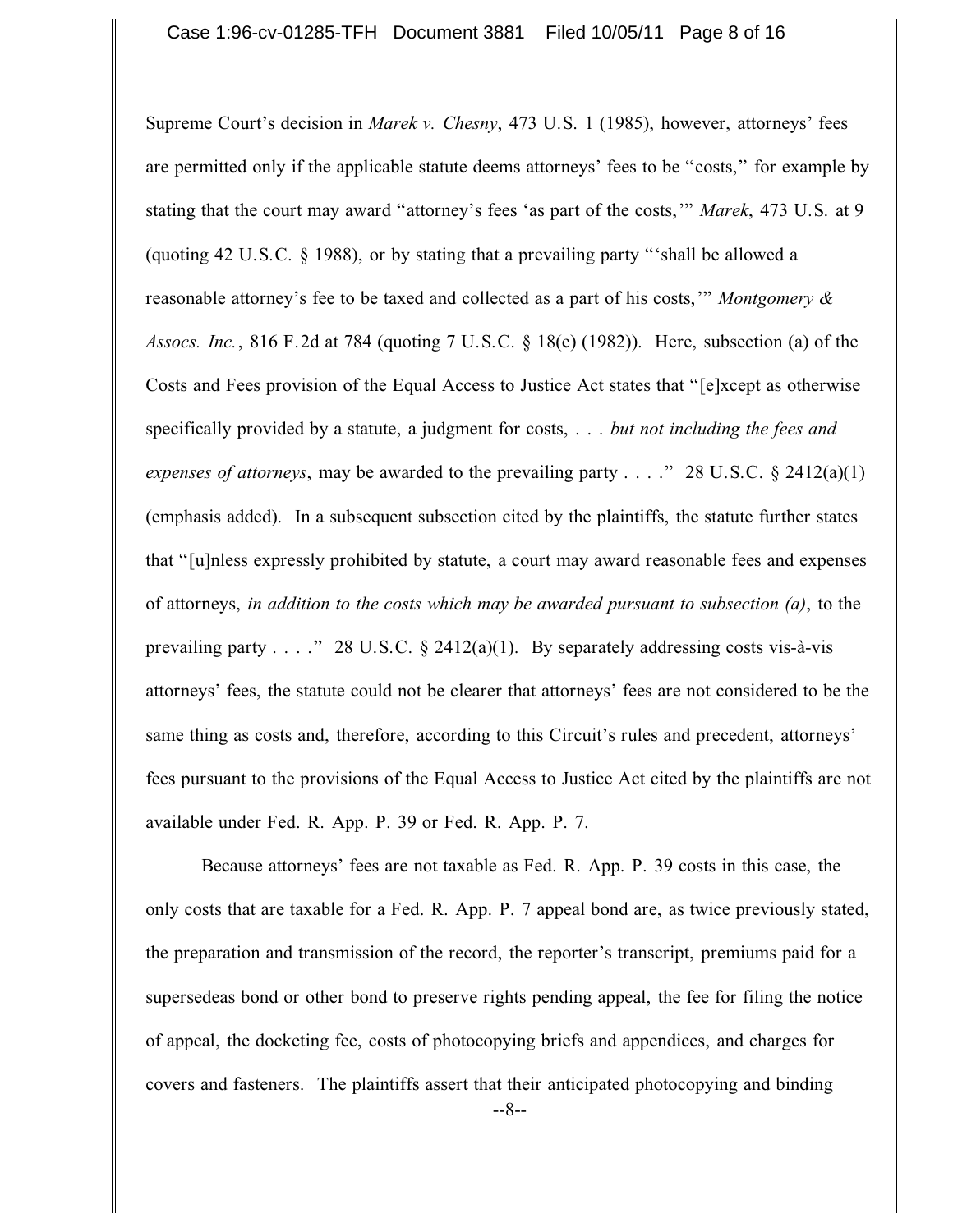Supreme Court's decision in *Marek v. Chesny*, 473 U.S. 1 (1985), however, attorneys' fees are permitted only if the applicable statute deems attorneys' fees to be "costs," for example by stating that the court may award "attorney's fees 'as part of the costs,'" *Marek*, 473 U.S. at 9 (quoting 42 U.S.C. § 1988), or by stating that a prevailing party "'shall be allowed a reasonable attorney's fee to be taxed and collected as a part of his costs,'" *Montgomery & Assocs. Inc.*, 816 F.2d at 784 (quoting 7 U.S.C. § 18(e) (1982)). Here, subsection (a) of the Costs and Fees provision of the Equal Access to Justice Act states that "[e]xcept as otherwise specifically provided by a statute, a judgment for costs, . . . *but not including the fees and expenses of attorneys*, may be awarded to the prevailing party . . . ." 28 U.S.C. § 2412(a)(1) (emphasis added). In a subsequent subsection cited by the plaintiffs, the statute further states that "[u]nless expressly prohibited by statute, a court may award reasonable fees and expenses of attorneys, *in addition to the costs which may be awarded pursuant to subsection (a)*, to the prevailing party . . . ." 28 U.S.C. § 2412(a)(1). By separately addressing costs vis-à-vis attorneys' fees, the statute could not be clearer that attorneys' fees are not considered to be the same thing as costs and, therefore, according to this Circuit's rules and precedent, attorneys' fees pursuant to the provisions of the Equal Access to Justice Act cited by the plaintiffs are not available under Fed. R. App. P. 39 or Fed. R. App. P. 7.

Because attorneys' fees are not taxable as Fed. R. App. P. 39 costs in this case, the only costs that are taxable for a Fed. R. App. P. 7 appeal bond are, as twice previously stated, the preparation and transmission of the record, the reporter's transcript, premiums paid for a supersedeas bond or other bond to preserve rights pending appeal, the fee for filing the notice of appeal, the docketing fee, costs of photocopying briefs and appendices, and charges for covers and fasteners. The plaintiffs assert that their anticipated photocopying and binding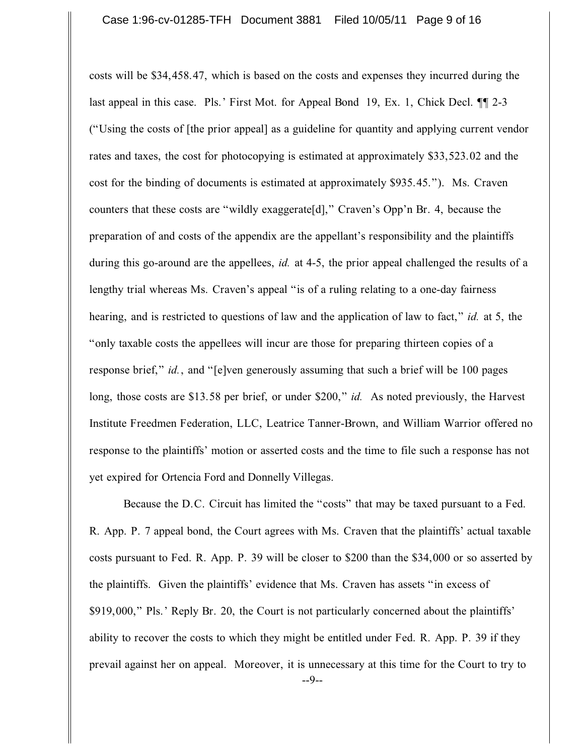costs will be $34,458.47, which is based on the costs and expenses they incurred during the last appeal in this case. Pls.' First Mot. for Appeal Bond 19, Ex. 1, Chick Decl. ¶¶ 2-3 ("Using the costs of [the prior appeal] as a guideline for quantity and applying current vendor rates and taxes, the cost for photocopying is estimated at approximately $33,523.02 and the cost for the binding of documents is estimated at approximately $935.45."). Ms. Craven counters that these costs are "wildly exaggerate[d]," Craven's Opp'n Br. 4, because the preparation of and costs of the appendix are the appellant's responsibility and the plaintiffs during this go-around are the appellees, *id.* at 4-5, the prior appeal challenged the results of a lengthy trial whereas Ms. Craven's appeal "is of a ruling relating to a one-day fairness hearing, and is restricted to questions of law and the application of law to fact," *id.* at 5, the "only taxable costs the appellees will incur are those for preparing thirteen copies of a response brief," *id.*, and "[e]ven generously assuming that such a brief will be 100 pages long, those costs are $13.58 per brief, or under $200," *id.* As noted previously, the Harvest Institute Freedmen Federation, LLC, Leatrice Tanner-Brown, and William Warrior offered no response to the plaintiffs' motion or asserted costs and the time to file such a response has not yet expired for Ortencia Ford and Donnelly Villegas.

Because the D.C. Circuit has limited the "costs" that may be taxed pursuant to a Fed. R. App. P. 7 appeal bond, the Court agrees with Ms. Craven that the plaintiffs' actual taxable costs pursuant to Fed. R. App. P. 39 will be closer to $200 than the $34,000 or so asserted by the plaintiffs. Given the plaintiffs' evidence that Ms. Craven has assets "in excess of $919,000," Pls.' Reply Br. 20, the Court is not particularly concerned about the plaintiffs' ability to recover the costs to which they might be entitled under Fed. R. App. P. 39 if they prevail against her on appeal. Moreover, it is unnecessary at this time for the Court to try to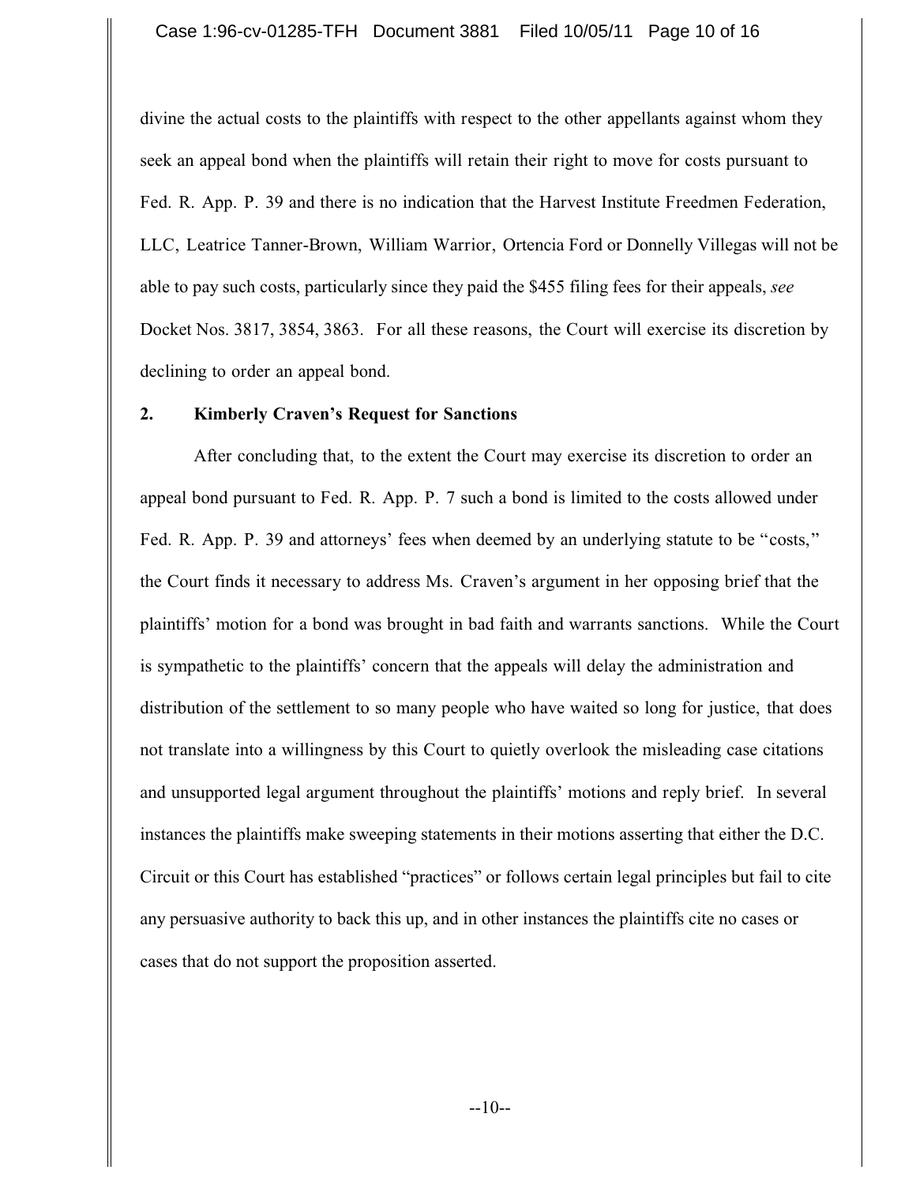divine the actual costs to the plaintiffs with respect to the other appellants against whom they seek an appeal bond when the plaintiffs will retain their right to move for costs pursuant to Fed. R. App. P. 39 and there is no indication that the Harvest Institute Freedmen Federation, LLC, Leatrice Tanner-Brown, William Warrior, Ortencia Ford or Donnelly Villegas will not be able to pay such costs, particularly since they paid the $455 filing fees for their appeals, *see* Docket Nos. 3817, 3854, 3863. For all these reasons, the Court will exercise its discretion by declining to order an appeal bond.

**2. Kimberly Craven's Request for Sanctions**

After concluding that, to the extent the Court may exercise its discretion to order an appeal bond pursuant to Fed. R. App. P. 7 such a bond is limited to the costs allowed under Fed. R. App. P. 39 and attorneys' fees when deemed by an underlying statute to be "costs," the Court finds it necessary to address Ms. Craven's argument in her opposing brief that the plaintiffs' motion for a bond was brought in bad faith and warrants sanctions. While the Court is sympathetic to the plaintiffs' concern that the appeals will delay the administration and distribution of the settlement to so many people who have waited so long for justice, that does not translate into a willingness by this Court to quietly overlook the misleading case citations and unsupported legal argument throughout the plaintiffs' motions and reply brief. In several instances the plaintiffs make sweeping statements in their motions asserting that either the D.C. Circuit or this Court has established "practices" or follows certain legal principles but fail to cite any persuasive authority to back this up, and in other instances the plaintiffs cite no cases or cases that do not support the proposition asserted.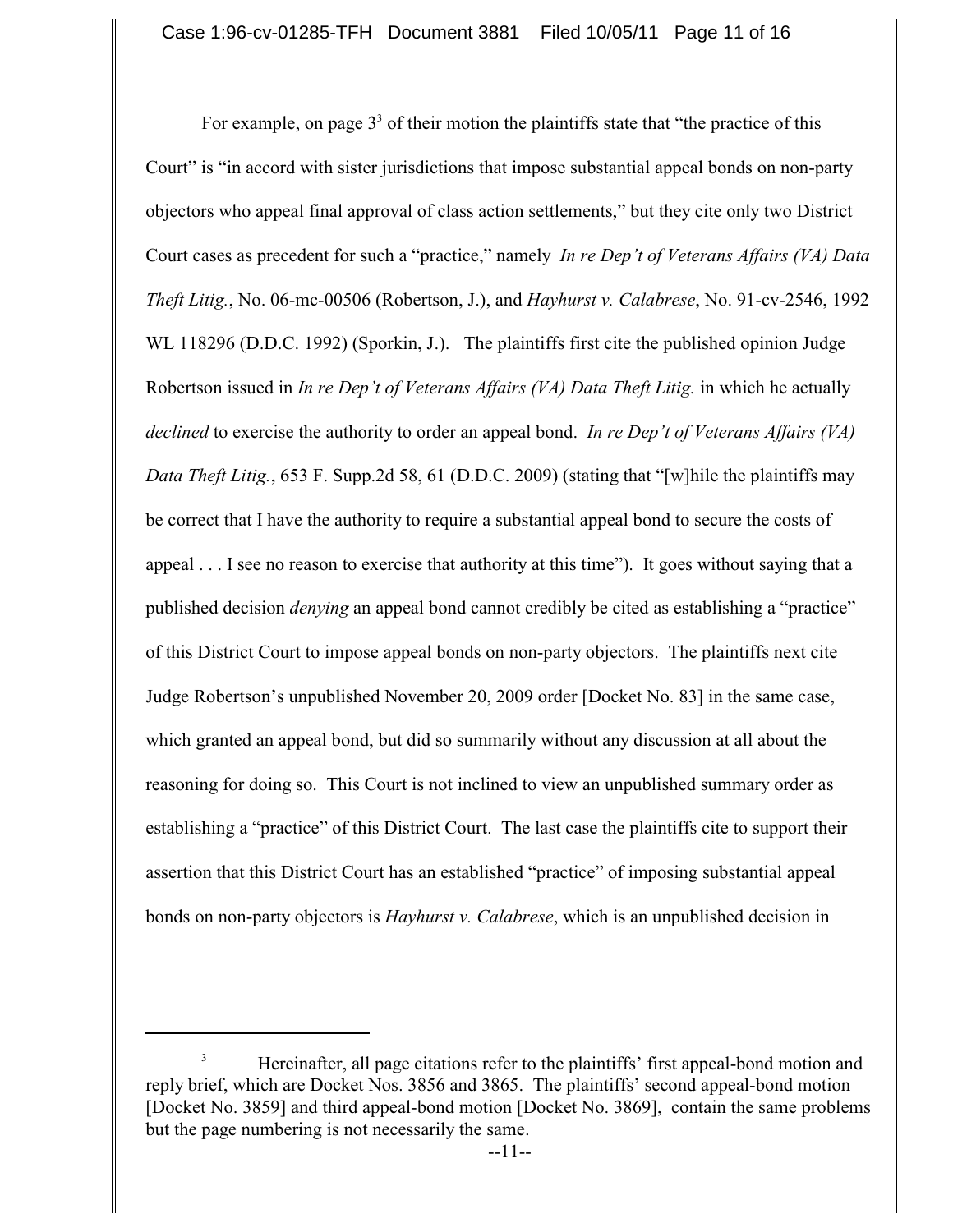For example, on page 3[3] of their motion the plaintiffs state that "the practice of this Court" is "in accord with sister jurisdictions that impose substantial appeal bonds on non-party objectors who appeal final approval of class action settlements," but they cite only two District Court cases as precedent for such a "practice," namely *In re Dep't of Veterans Affairs (VA) Data Theft Litig.*, No. 06-mc-00506 (Robertson, J.), and *Hayhurst v. Calabrese*, No. 91-cv-2546, 1992 WL 118296 (D.D.C. 1992) (Sporkin, J.). The plaintiffs first cite the published opinion Judge Robertson issued in *In re Dep't of Veterans Affairs (VA) Data Theft Litig.* in which he actually *declined* to exercise the authority to order an appeal bond. *In re Dep't of Veterans Affairs (VA) Data Theft Litig.*, 653 F. Supp.2d 58, 61 (D.D.C. 2009) (stating that "[w]hile the plaintiffs may be correct that I have the authority to require a substantial appeal bond to secure the costs of appeal . . . I see no reason to exercise that authority at this time"). It goes without saying that a published decision *denying* an appeal bond cannot credibly be cited as establishing a "practice" of this District Court to impose appeal bonds on non-party objectors. The plaintiffs next cite Judge Robertson's unpublished November 20, 2009 order [Docket No. 83] in the same case, which granted an appeal bond, but did so summarily without any discussion at all about the reasoning for doing so. This Court is not inclined to view an unpublished summary order as establishing a "practice" of this District Court. The last case the plaintiffs cite to support their assertion that this District Court has an established "practice" of imposing substantial appeal bonds on non-party objectors is *Hayhurst v. Calabrese*, which is an unpublished decision in

---

[3] Hereinafter, all page citations refer to the plaintiffs' first appeal-bond motion and reply brief, which are Docket Nos. 3856 and 3865. The plaintiffs' second appeal-bond motion [Docket No. 3859] and third appeal-bond motion [Docket No. 3869], contain the same problems but the page numbering is not necessarily the same.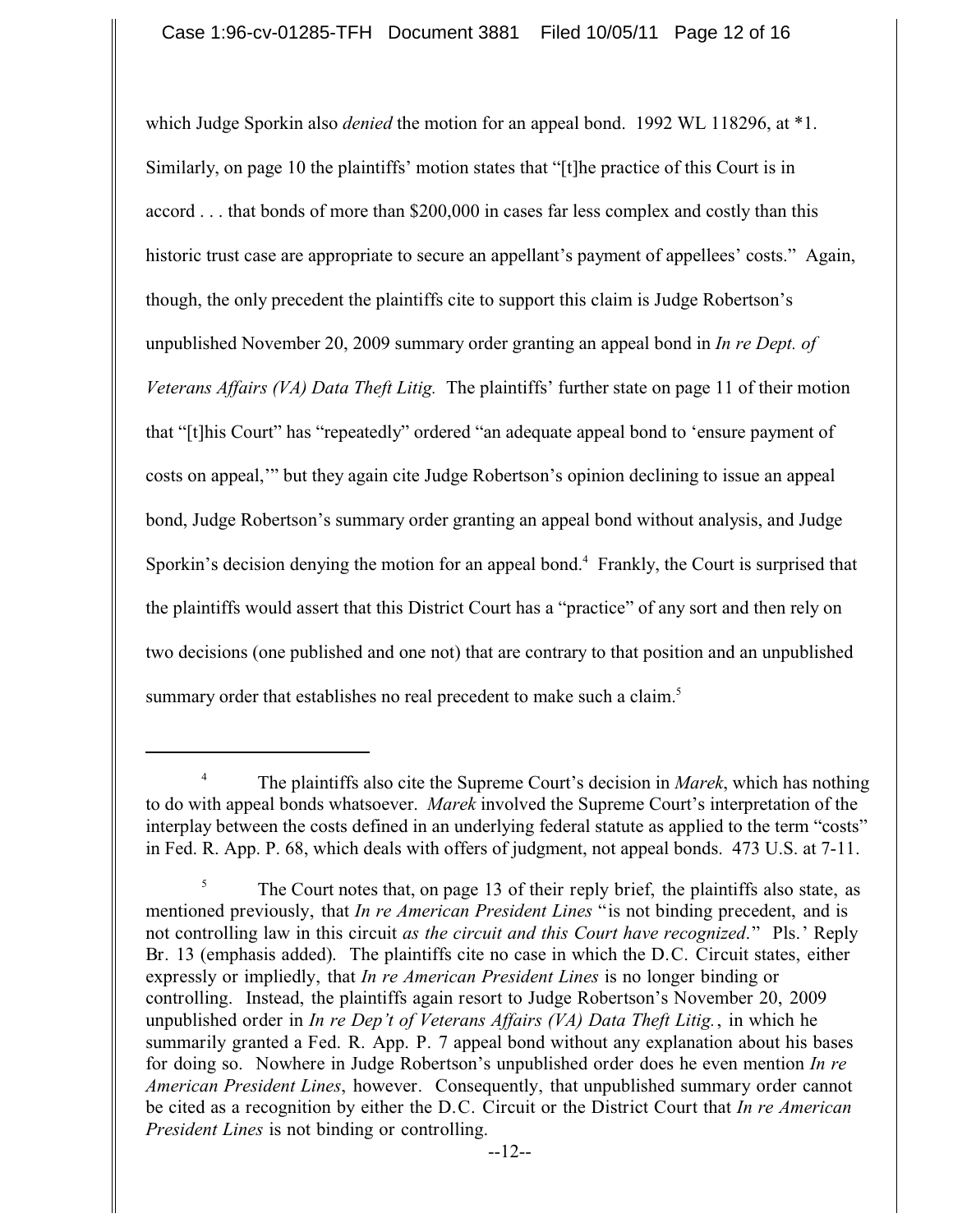which Judge Sporkin also *denied* the motion for an appeal bond. 1992 WL 118296, at *1. Similarly, on page 10 the plaintiffs' motion states that "[t]he practice of this Court is in accord . . . that bonds of more than $200,000 in cases far less complex and costly than this historic trust case are appropriate to secure an appellant's payment of appellees' costs." Again, though, the only precedent the plaintiffs cite to support this claim is Judge Robertson's unpublished November 20, 2009 summary order granting an appeal bond in *In re Dept. of Veterans Affairs (VA) Data Theft Litig.* The plaintiffs' further state on page 11 of their motion that "[t]his Court" has "repeatedly" ordered "an adequate appeal bond to 'ensure payment of costs on appeal,'" but they again cite Judge Robertson's opinion declining to issue an appeal bond, Judge Robertson's summary order granting an appeal bond without analysis, and Judge Sporkin's decision denying the motion for an appeal bond.[4] Frankly, the Court is surprised that the plaintiffs would assert that this District Court has a "practice" of any sort and then rely on two decisions (one published and one not) that are contrary to that position and an unpublished summary order that establishes no real precedent to make such a claim.[5]

---

[4] The plaintiffs also cite the Supreme Court's decision in *Marek*, which has nothing to do with appeal bonds whatsoever. *Marek* involved the Supreme Court's interpretation of the interplay between the costs defined in an underlying federal statute as applied to the term "costs" in Fed. R. App. P. 68, which deals with offers of judgment, not appeal bonds. 473 U.S. at 7-11.

[5] The Court notes that, on page 13 of their reply brief, the plaintiffs also state, as mentioned previously, that *In re American President Lines* "is not binding precedent, and is not controlling law in this circuit *as the circuit and this Court have recognized*." Pls.' Reply Br. 13 (emphasis added). The plaintiffs cite no case in which the D.C. Circuit states, either expressly or impliedly, that *In re American President Lines* is no longer binding or controlling. Instead, the plaintiffs again resort to Judge Robertson's November 20, 2009 unpublished order in *In re Dep't of Veterans Affairs (VA) Data Theft Litig.*, in which he summarily granted a Fed. R. App. P. 7 appeal bond without any explanation about his bases for doing so. Nowhere in Judge Robertson's unpublished order does he even mention *In re American President Lines*, however. Consequently, that unpublished summary order cannot be cited as a recognition by either the D.C. Circuit or the District Court that *In re American President Lines* is not binding or controlling.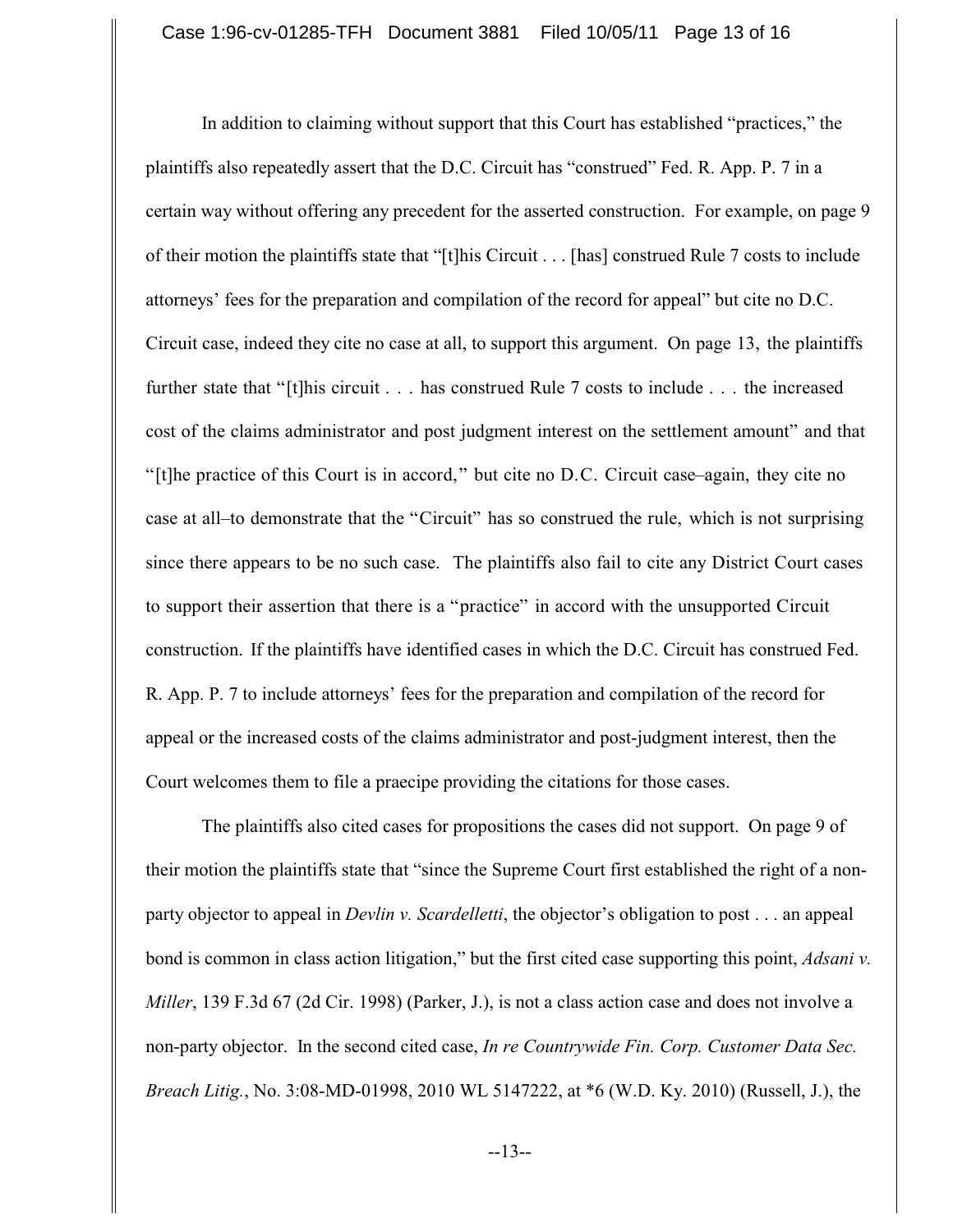In addition to claiming without support that this Court has established "practices," the plaintiffs also repeatedly assert that the D.C. Circuit has "construed" Fed. R. App. P. 7 in a certain way without offering any precedent for the asserted construction. For example, on page 9 of their motion the plaintiffs state that "[t]his Circuit . . . [has] construed Rule 7 costs to include attorneys' fees for the preparation and compilation of the record for appeal" but cite no D.C. Circuit case, indeed they cite no case at all, to support this argument. On page 13, the plaintiffs further state that "[t]his circuit . . . has construed Rule 7 costs to include . . . the increased cost of the claims administrator and post judgment interest on the settlement amount" and that "[t]he practice of this Court is in accord," but cite no D.C. Circuit case–again, they cite no case at all–to demonstrate that the "Circuit" has so construed the rule, which is not surprising since there appears to be no such case. The plaintiffs also fail to cite any District Court cases to support their assertion that there is a "practice" in accord with the unsupported Circuit construction. If the plaintiffs have identified cases in which the D.C. Circuit has construed Fed. R. App. P. 7 to include attorneys' fees for the preparation and compilation of the record for appeal or the increased costs of the claims administrator and post-judgment interest, then the Court welcomes them to file a praecipe providing the citations for those cases.

The plaintiffs also cited cases for propositions the cases did not support. On page 9 of their motion the plaintiffs state that "since the Supreme Court first established the right of a non-party objector to appeal in *Devlin v. Scardelletti*, the objector's obligation to post . . . an appeal bond is common in class action litigation," but the first cited case supporting this point, *Adsani v. Miller*, 139 F.3d 67 (2d Cir. 1998) (Parker, J.), is not a class action case and does not involve a non-party objector. In the second cited case, *In re Countrywide Fin. Corp. Customer Data Sec. Breach Litig.*, No. 3:08-MD-01998, 2010 WL 5147222, at *6 (W.D. Ky. 2010) (Russell, J.), the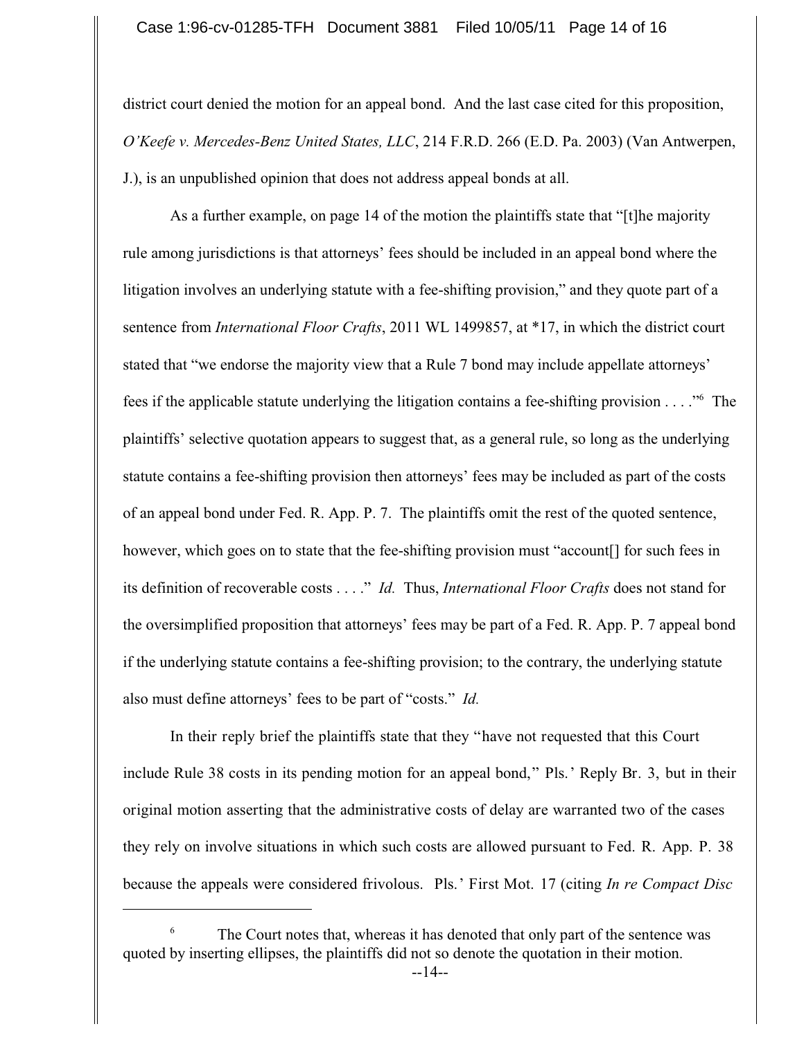district court denied the motion for an appeal bond. And the last case cited for this proposition, *O'Keefe v. Mercedes-Benz United States, LLC*, 214 F.R.D. 266 (E.D. Pa. 2003) (Van Antwerpen, J.), is an unpublished opinion that does not address appeal bonds at all.

As a further example, on page 14 of the motion the plaintiffs state that "[t]he majority rule among jurisdictions is that attorneys' fees should be included in an appeal bond where the litigation involves an underlying statute with a fee-shifting provision," and they quote part of a sentence from *International Floor Crafts*, 2011 WL 1499857, at *17, in which the district court stated that "we endorse the majority view that a Rule 7 bond may include appellate attorneys' fees if the applicable statute underlying the litigation contains a fee-shifting provision . . . ."[6] The plaintiffs' selective quotation appears to suggest that, as a general rule, so long as the underlying statute contains a fee-shifting provision then attorneys' fees may be included as part of the costs of an appeal bond under Fed. R. App. P. 7. The plaintiffs omit the rest of the quoted sentence, however, which goes on to state that the fee-shifting provision must "account[] for such fees in its definition of recoverable costs . . . ." *Id.* Thus, *International Floor Crafts* does not stand for the oversimplified proposition that attorneys' fees may be part of a Fed. R. App. P. 7 appeal bond if the underlying statute contains a fee-shifting provision; to the contrary, the underlying statute also must define attorneys' fees to be part of "costs." *Id.*

In their reply brief the plaintiffs state that they "have not requested that this Court include Rule 38 costs in its pending motion for an appeal bond," Pls.' Reply Br. 3, but in their original motion asserting that the administrative costs of delay are warranted two of the cases they rely on involve situations in which such costs are allowed pursuant to Fed. R. App. P. 38 because the appeals were considered frivolous. Pls.' First Mot. 17 (citing *In re Compact Disc*

---

[6] The Court notes that, whereas it has denoted that only part of the sentence was quoted by inserting ellipses, the plaintiffs did not so denote the quotation in their motion.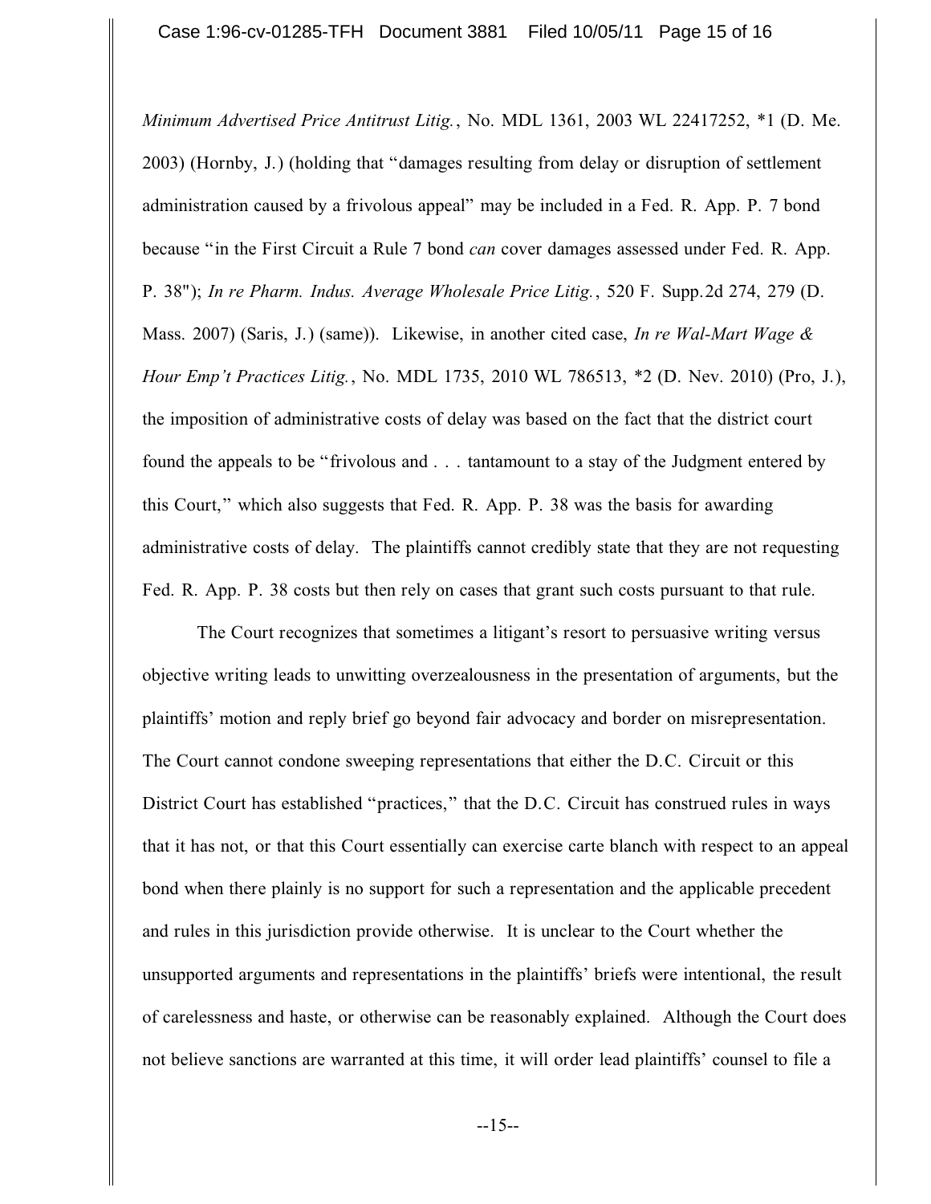*Minimum Advertised Price Antitrust Litig.*, No. MDL 1361, 2003 WL 22417252, *1 (D. Me. 2003) (Hornby, J.) (holding that "damages resulting from delay or disruption of settlement administration caused by a frivolous appeal" may be included in a Fed. R. App. P. 7 bond because "in the First Circuit a Rule 7 bond *can* cover damages assessed under Fed. R. App. P. 38"); *In re Pharm. Indus. Average Wholesale Price Litig.*, 520 F. Supp.2d 274, 279 (D. Mass. 2007) (Saris, J.) (same)). Likewise, in another cited case, *In re Wal-Mart Wage & Hour Emp't Practices Litig.*, No. MDL 1735, 2010 WL 786513, *2 (D. Nev. 2010) (Pro, J.), the imposition of administrative costs of delay was based on the fact that the district court found the appeals to be "frivolous and . . . tantamount to a stay of the Judgment entered by this Court," which also suggests that Fed. R. App. P. 38 was the basis for awarding administrative costs of delay. The plaintiffs cannot credibly state that they are not requesting Fed. R. App. P. 38 costs but then rely on cases that grant such costs pursuant to that rule.

The Court recognizes that sometimes a litigant's resort to persuasive writing versus objective writing leads to unwitting overzealousness in the presentation of arguments, but the plaintiffs' motion and reply brief go beyond fair advocacy and border on misrepresentation. The Court cannot condone sweeping representations that either the D.C. Circuit or this District Court has established "practices," that the D.C. Circuit has construed rules in ways that it has not, or that this Court essentially can exercise carte blanch with respect to an appeal bond when there plainly is no support for such a representation and the applicable precedent and rules in this jurisdiction provide otherwise. It is unclear to the Court whether the unsupported arguments and representations in the plaintiffs' briefs were intentional, the result of carelessness and haste, or otherwise can be reasonably explained. Although the Court does not believe sanctions are warranted at this time, it will order lead plaintiffs' counsel to file a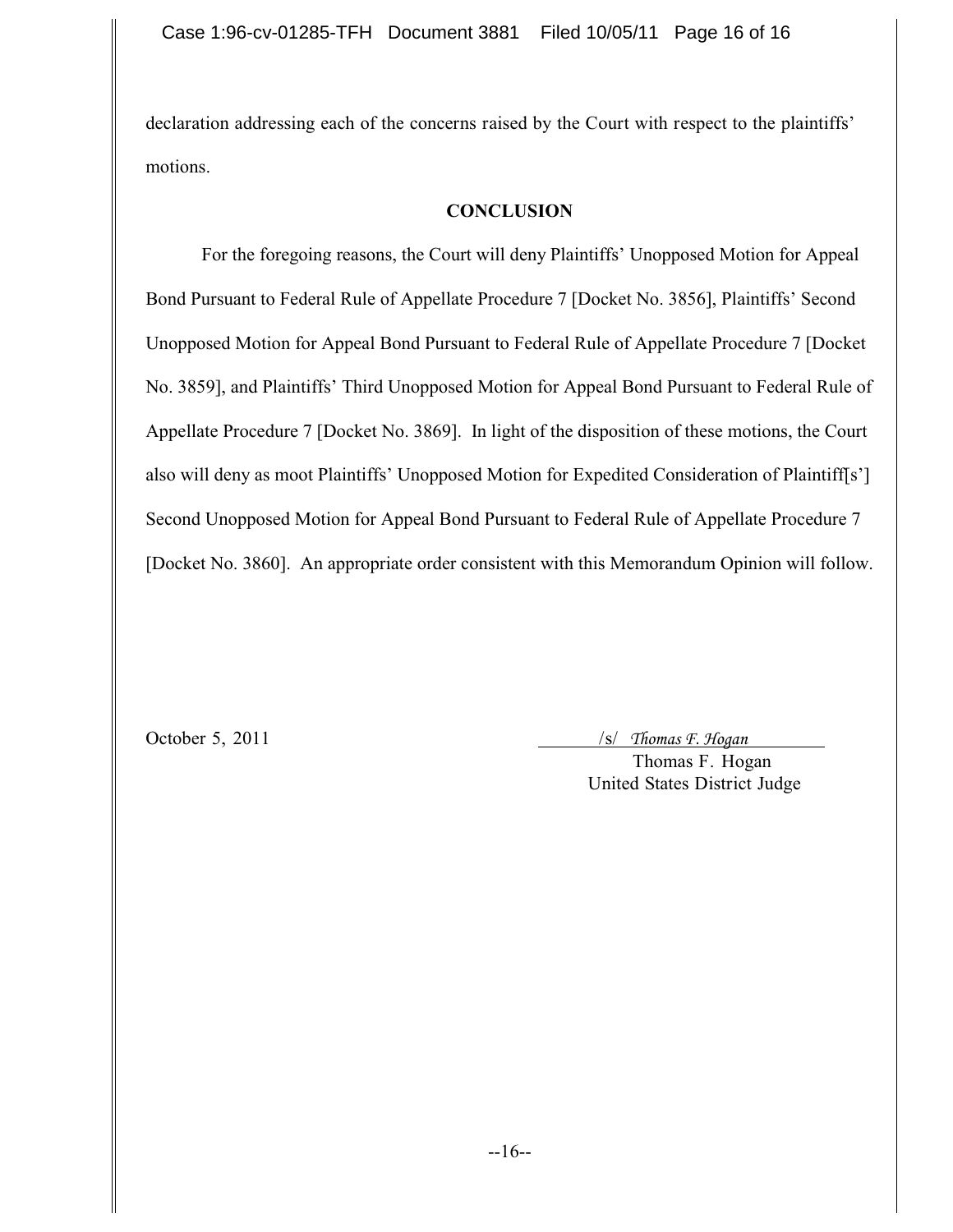declaration addressing each of the concerns raised by the Court with respect to the plaintiffs' motions.

## CONCLUSION

For the foregoing reasons, the Court will deny Plaintiffs' Unopposed Motion for Appeal Bond Pursuant to Federal Rule of Appellate Procedure 7 [Docket No. 3856], Plaintiffs' Second Unopposed Motion for Appeal Bond Pursuant to Federal Rule of Appellate Procedure 7 [Docket No. 3859], and Plaintiffs' Third Unopposed Motion for Appeal Bond Pursuant to Federal Rule of Appellate Procedure 7 [Docket No. 3869]. In light of the disposition of these motions, the Court also will deny as moot Plaintiffs' Unopposed Motion for Expedited Consideration of Plaintiff[s'] Second Unopposed Motion for Appeal Bond Pursuant to Federal Rule of Appellate Procedure 7 [Docket No. 3860]. An appropriate order consistent with this Memorandum Opinion will follow.

October 5, 2011

/s/ *Thomas F. Hogan*
Thomas F. Hogan
United States District Judge